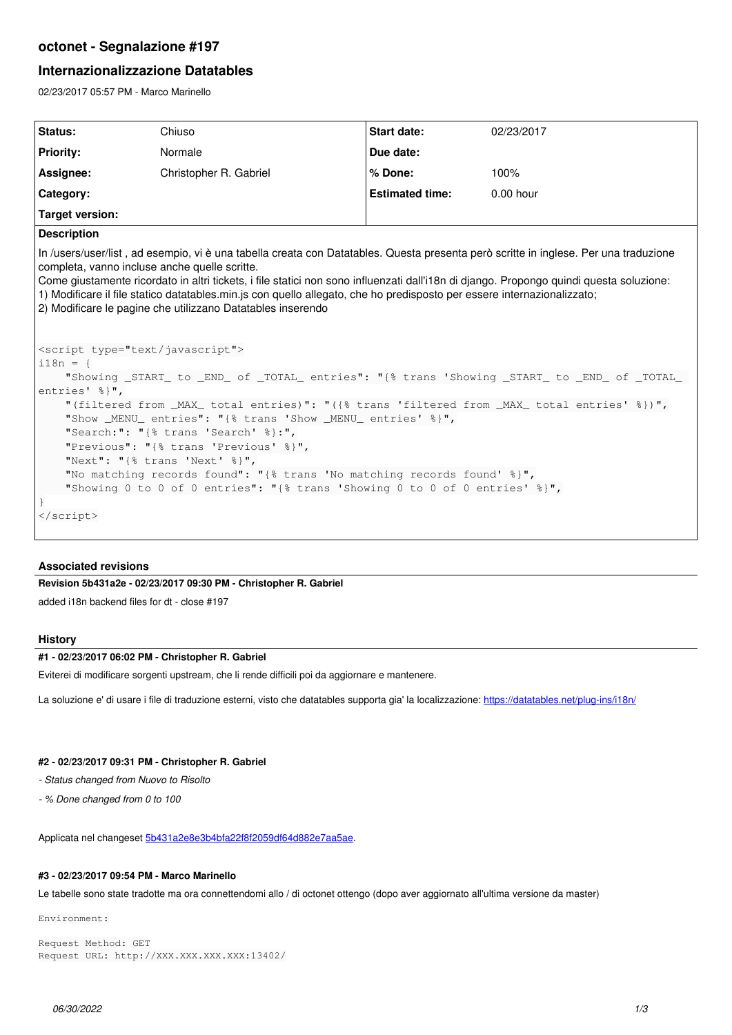# octonet - Segnalazione #197

## Internazionalizzazione Datatables

02/23/2017 05:57 PM - Marco Marinello

| Status: | Chiuso | Start date: | 02/23/2017 |
|---|---|---|---|
| Priority: | Normale | Due date: | |
| Assignee: | Christopher R. Gabriel | % Done: | 100% |
| Category: | | Estimated time: | 0.00 hour |
| Target version: | | | |

### Description

In /users/user/list , ad esempio, vi è una tabella creata con Datatables. Questa presenta però scritte in inglese. Per una traduzione completa, vanno incluse anche quelle scritte.
Come giustamente ricordato in altri tickets, i file statici non sono influenzati dall'i18n di django. Propongo quindi questa soluzione:
1) Modificare il file statico datatables.min.js con quello allegato, che ho predisposto per essere internazionalizzato;
2) Modificare le pagine che utilizzano Datatables inserendo

```
<script type="text/javascript">
i18n = {
    "Showing _START_ to _END_ of _TOTAL_ entries": "{% trans 'Showing _START_ to _END_ of _TOTAL_ entries' %}",
    "(filtered from _MAX_ total entries)": "({% trans 'filtered from _MAX_ total entries' %})",
    "Show _MENU_ entries": "{% trans 'Show _MENU_ entries' %}",
    "Search:": "{% trans 'Search' %}:",
    "Previous": "{% trans 'Previous' %}",
    "Next": "{% trans 'Next' %}",
    "No matching records found": "{% trans 'No matching records found' %}",
    "Showing 0 to 0 of 0 entries": "{% trans 'Showing 0 to 0 of 0 entries' %}",
}
</script>
```

### Associated revisions

**Revision 5b431a2e - 02/23/2017 09:30 PM - Christopher R. Gabriel**

added i18n backend files for dt - close #197

### History

**#1 - 02/23/2017 06:02 PM - Christopher R. Gabriel**

Eviterei di modificare sorgenti upstream, che li rende difficili poi da aggiornare e mantenere.

La soluzione e' di usare i file di traduzione esterni, visto che datatables supporta gia' la localizzazione: https://datatables.net/plug-ins/i18n/

**#2 - 02/23/2017 09:31 PM - Christopher R. Gabriel**

*- Status changed from Nuovo to Risolto*

*- % Done changed from 0 to 100*

Applicata nel changeset 5b431a2e8e3b4bfa22f8f2059df64d882e7aa5ae.

**#3 - 02/23/2017 09:54 PM - Marco Marinello**

Le tabelle sono state tradotte ma ora connettendomi allo / di octonet ottengo (dopo aver aggiornato all'ultima versione da master)

```
Environment:

Request Method: GET
Request URL: http://XXX.XXX.XXX.XXX:13402/
```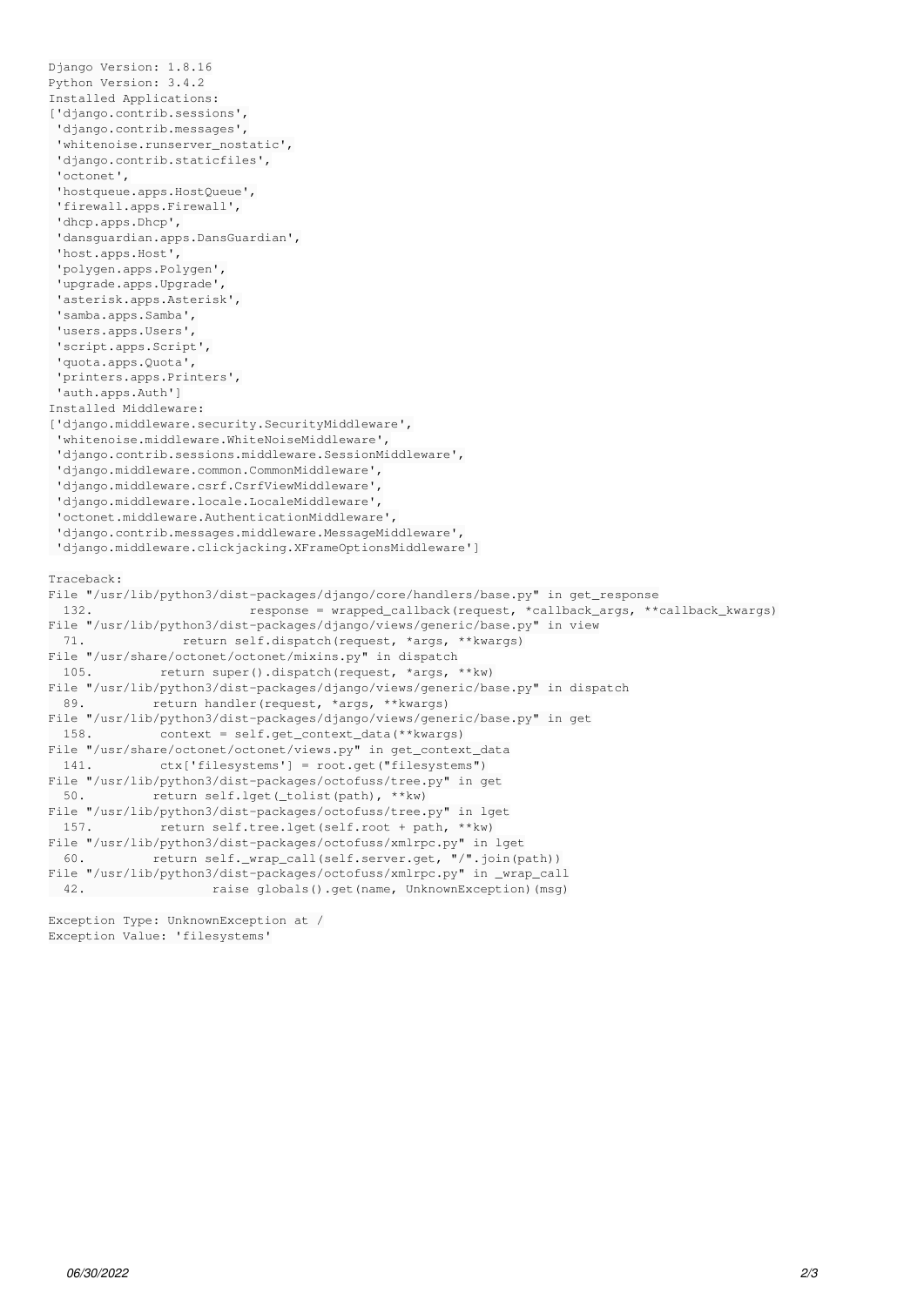```
Django Version: 1.8.16
Python Version: 3.4.2
Installed Applications:
['django.contrib.sessions',
 'django.contrib.messages',
 'whitenoise.runserver_nostatic',
 'django.contrib.staticfiles',
 'octonet',
 'hostqueue.apps.HostQueue',
 'firewall.apps.Firewall',
 'dhcp.apps.Dhcp',
 'dansguardian.apps.DansGuardian',
 'host.apps.Host',
 'polygen.apps.Polygen',
 'upgrade.apps.Upgrade',
 'asterisk.apps.Asterisk',
 'samba.apps.Samba',
 'users.apps.Users',
 'script.apps.Script',
 'quota.apps.Quota',
 'printers.apps.Printers',
 'auth.apps.Auth']
Installed Middleware:
['django.middleware.security.SecurityMiddleware',
 'whitenoise.middleware.WhiteNoiseMiddleware',
 'django.contrib.sessions.middleware.SessionMiddleware',
 'django.middleware.common.CommonMiddleware',
 'django.middleware.csrf.CsrfViewMiddleware',
 'django.middleware.locale.LocaleMiddleware',
 'octonet.middleware.AuthenticationMiddleware',
 'django.contrib.messages.middleware.MessageMiddleware',
 'django.middleware.clickjacking.XFrameOptionsMiddleware']

Traceback:
File "/usr/lib/python3/dist-packages/django/core/handlers/base.py" in get_response
  132.                     response = wrapped_callback(request, *callback_args, **callback_kwargs)
File "/usr/lib/python3/dist-packages/django/views/generic/base.py" in view
  71.             return self.dispatch(request, *args, **kwargs)
File "/usr/share/octonet/octonet/mixins.py" in dispatch
  105.         return super().dispatch(request, *args, **kw)
File "/usr/lib/python3/dist-packages/django/views/generic/base.py" in dispatch
  89.         return handler(request, *args, **kwargs)
File "/usr/lib/python3/dist-packages/django/views/generic/base.py" in get
  158.         context = self.get_context_data(**kwargs)
File "/usr/share/octonet/octonet/views.py" in get_context_data
  141.         ctx['filesystems'] = root.get("filesystems")
File "/usr/lib/python3/dist-packages/octofuss/tree.py" in get
  50.         return self.lget(_tolist(path), **kw)
File "/usr/lib/python3/dist-packages/octofuss/tree.py" in lget
  157.         return self.tree.lget(self.root + path, **kw)
File "/usr/lib/python3/dist-packages/octofuss/xmlrpc.py" in lget
  60.         return self._wrap_call(self.server.get, "/".join(path))
File "/usr/lib/python3/dist-packages/octofuss/xmlrpc.py" in _wrap_call
  42.                 raise globals().get(name, UnknownException)(msg)

Exception Type: UnknownException at /
Exception Value: 'filesystems'
```

*06/30/2022*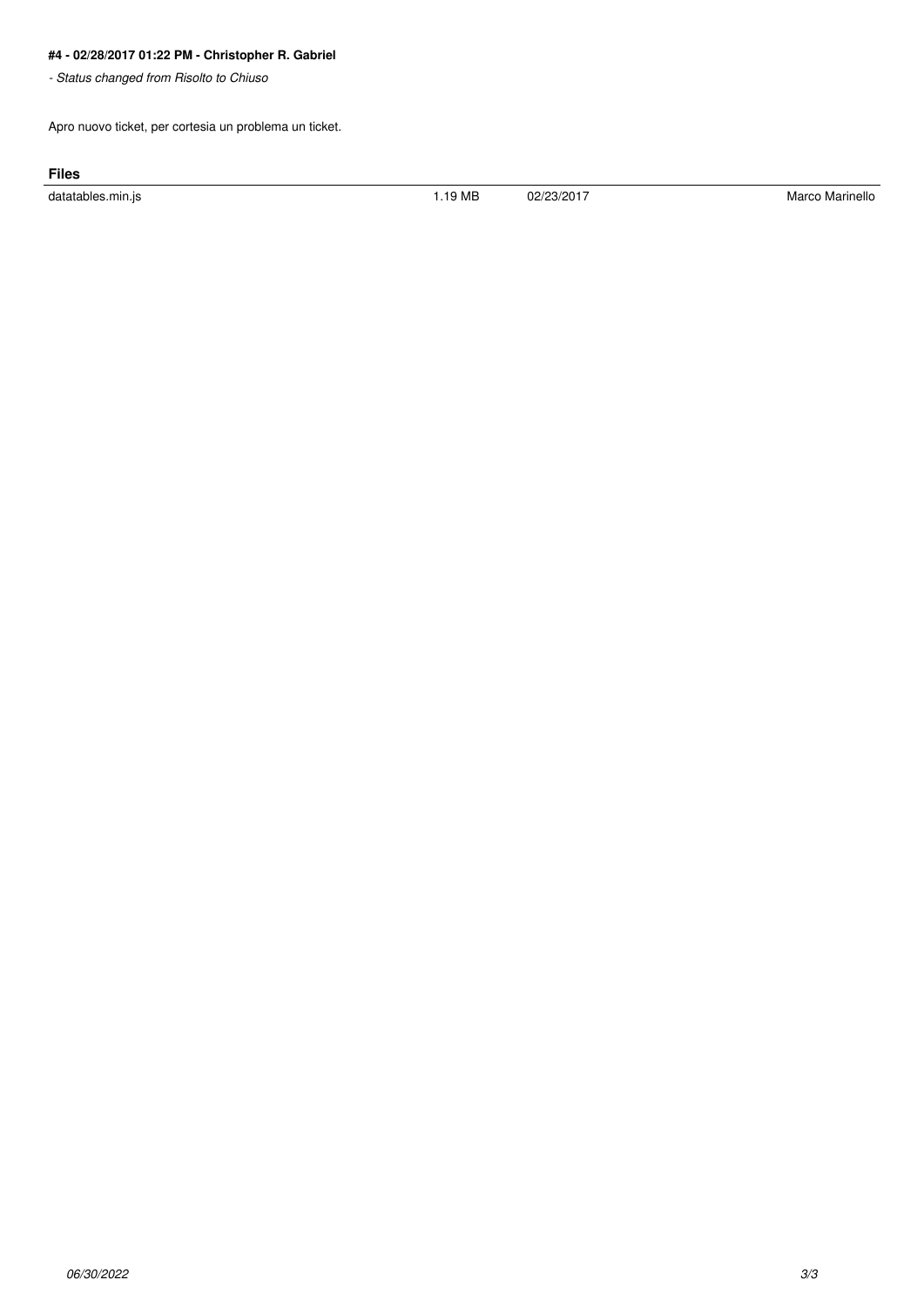#### #4 - 02/28/2017 01:22 PM - Christopher R. Gabriel

*- Status changed from Risolto to Chiuso*

Apro nuovo ticket, per cortesia un problema un ticket.

**Files**

| | | | |
|---|---|---|---|
| datatables.min.js | 1.19 MB | 02/23/2017 | Marco Marinello |